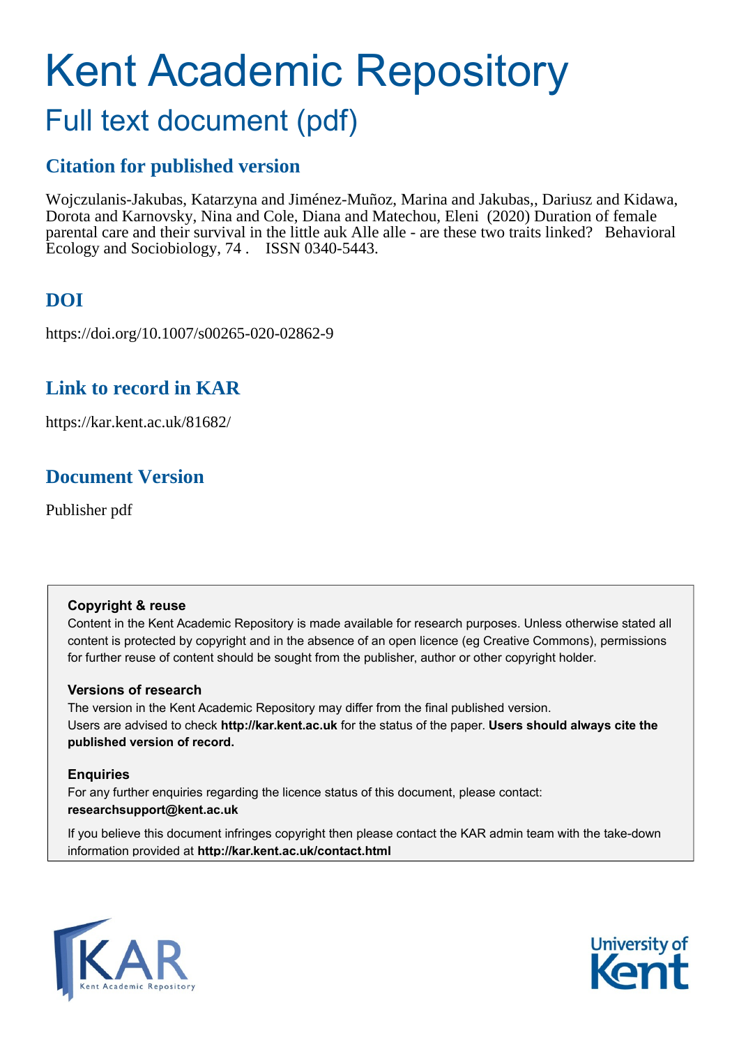# Kent Academic Repository

## Full text document (pdf)

### Citation for published version

Wojczulanis-Jakubas, Katarzyna and Jiménez-Muñoz, Marina and Jakubas,, Dariusz and Kidawa, Dorota and Karnovsky, Nina and Cole, Diana and Matechou, Eleni (2020) Duration of female parental care and their survival in the little auk Alle alle - are these two traits linked? Behavioral Ecology and Sociobiology, 74 . ISSN 0340-5443.

### DOI

https://doi.org/10.1007/s00265-020-02862-9

### Link to record in KAR

https://kar.kent.ac.uk/81682/

### Document Version

Publisher pdf

**Copyright & reuse**

Content in the Kent Academic Repository is made available for research purposes. Unless otherwise stated all content is protected by copyright and in the absence of an open licence (eg Creative Commons), permissions for further reuse of content should be sought from the publisher, author or other copyright holder.

**Versions of research**

The version in the Kent Academic Repository may differ from the final published version. Users are advised to check **http://kar.kent.ac.uk** for the status of the paper. **Users should always cite the published version of record.**

**Enquiries**

For any further enquiries regarding the licence status of this document, please contact: **researchsupport@kent.ac.uk**

If you believe this document infringes copyright then please contact the KAR admin team with the take-down information provided at **http://kar.kent.ac.uk/contact.html**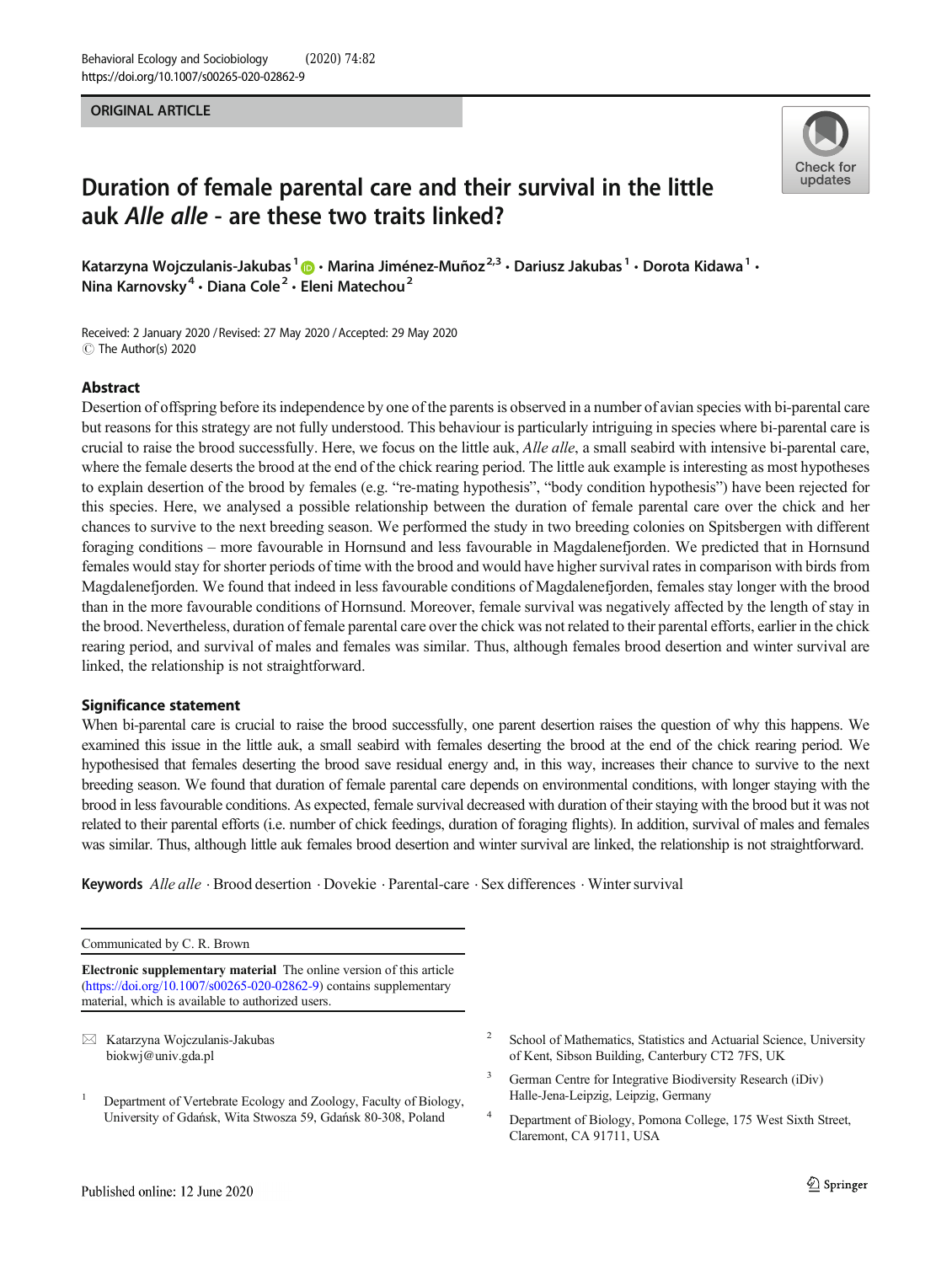ORIGINAL ARTICLE

# Duration of female parental care and their survival in the little auk *Alle alle* - are these two traits linked?

Katarzyna Wojczulanis-Jakubas[1] · Marina Jiménez-Muñoz[2,3] · Dariusz Jakubas[1] · Dorota Kidawa[1] · Nina Karnovsky[4] · Diana Cole[2] · Eleni Matechou[2]

Received: 2 January 2020 / Revised: 27 May 2020 / Accepted: 29 May 2020
© The Author(s) 2020

## Abstract

Desertion of offspring before its independence by one of the parents is observed in a number of avian species with bi-parental care but reasons for this strategy are not fully understood. This behaviour is particularly intriguing in species where bi-parental care is crucial to raise the brood successfully. Here, we focus on the little auk, *Alle alle*, a small seabird with intensive bi-parental care, where the female deserts the brood at the end of the chick rearing period. The little auk example is interesting as most hypotheses to explain desertion of the brood by females (e.g. "re-mating hypothesis", "body condition hypothesis") have been rejected for this species. Here, we analysed a possible relationship between the duration of female parental care over the chick and her chances to survive to the next breeding season. We performed the study in two breeding colonies on Spitsbergen with different foraging conditions – more favourable in Hornsund and less favourable in Magdalenefjorden. We predicted that in Hornsund females would stay for shorter periods of time with the brood and would have higher survival rates in comparison with birds from Magdalenefjorden. We found that indeed in less favourable conditions of Magdalenefjorden, females stay longer with the brood than in the more favourable conditions of Hornsund. Moreover, female survival was negatively affected by the length of stay in the brood. Nevertheless, duration of female parental care over the chick was not related to their parental efforts, earlier in the chick rearing period, and survival of males and females was similar. Thus, although females brood desertion and winter survival are linked, the relationship is not straightforward.

## Significance statement

When bi-parental care is crucial to raise the brood successfully, one parent desertion raises the question of why this happens. We examined this issue in the little auk, a small seabird with females deserting the brood at the end of the chick rearing period. We hypothesised that females deserting the brood save residual energy and, in this way, increases their chance to survive to the next breeding season. We found that duration of female parental care depends on environmental conditions, with longer staying with the brood in less favourable conditions. As expected, female survival decreased with duration of their staying with the brood but it was not related to their parental efforts (i.e. number of chick feedings, duration of foraging flights). In addition, survival of males and females was similar. Thus, although little auk females brood desertion and winter survival are linked, the relationship is not straightforward.

**Keywords** *Alle alle* · Brood desertion · Dovekie · Parental-care · Sex differences · Winter survival

---

Communicated by C. R. Brown

**Electronic supplementary material** The online version of this article (https://doi.org/10.1007/s00265-020-02862-9) contains supplementary material, which is available to authorized users.

---

✉ Katarzyna Wojczulanis-Jakubas
biokwj@univ.gda.pl

[1] Department of Vertebrate Ecology and Zoology, Faculty of Biology, University of Gdańsk, Wita Stwosza 59, Gdańsk 80-308, Poland

[2] School of Mathematics, Statistics and Actuarial Science, University of Kent, Sibson Building, Canterbury CT2 7FS, UK

[3] German Centre for Integrative Biodiversity Research (iDiv) Halle-Jena-Leipzig, Leipzig, Germany

[4] Department of Biology, Pomona College, 175 West Sixth Street, Claremont, CA 91711, USA

Published online: 12 June 2020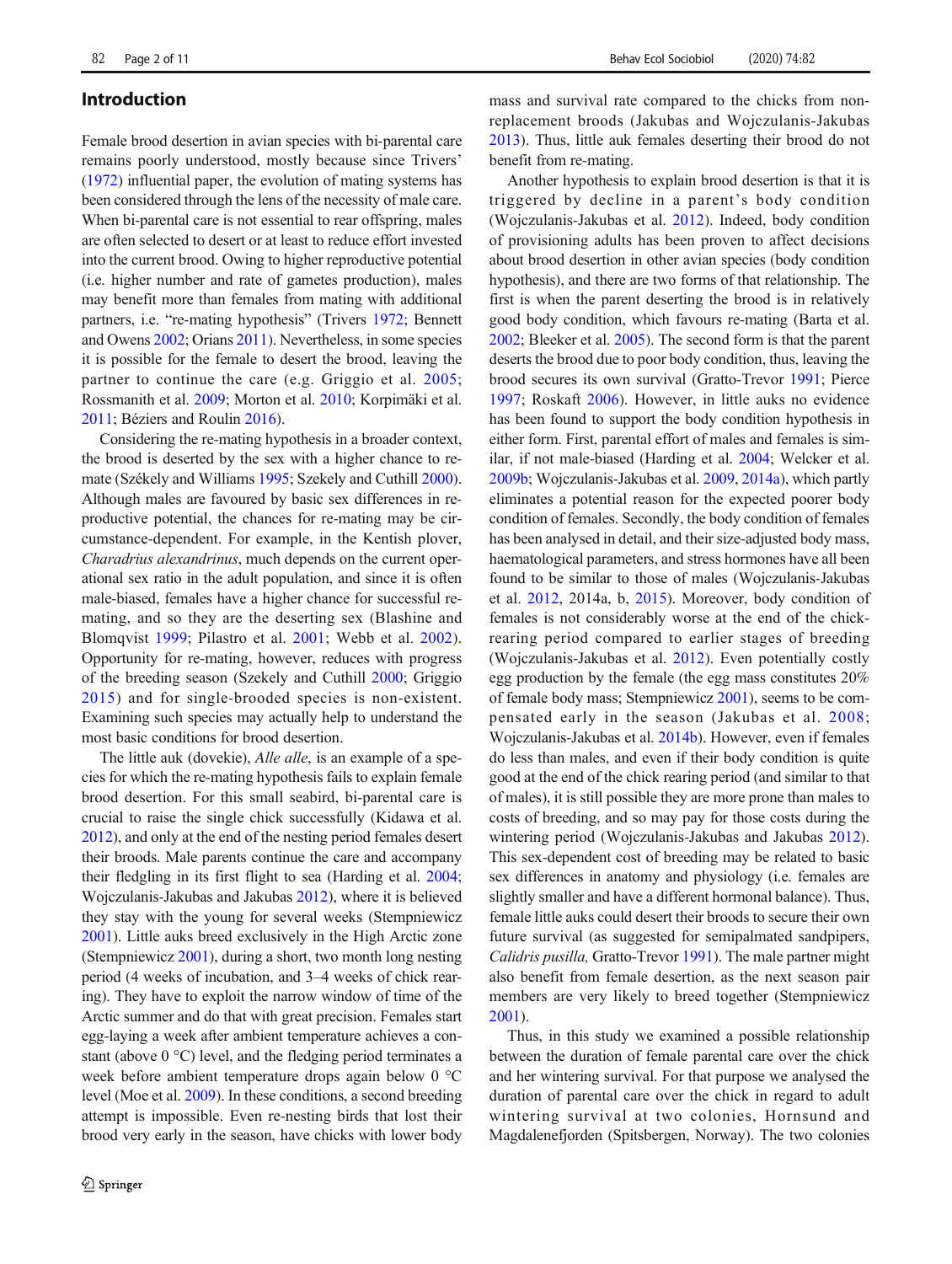## Introduction

Female brood desertion in avian species with bi-parental care remains poorly understood, mostly because since Trivers' (1972) influential paper, the evolution of mating systems has been considered through the lens of the necessity of male care. When bi-parental care is not essential to rear offspring, males are often selected to desert or at least to reduce effort invested into the current brood. Owing to higher reproductive potential (i.e. higher number and rate of gametes production), males may benefit more than females from mating with additional partners, i.e. "re-mating hypothesis" (Trivers 1972; Bennett and Owens 2002; Orians 2011). Nevertheless, in some species it is possible for the female to desert the brood, leaving the partner to continue the care (e.g. Griggio et al. 2005; Rossmanith et al. 2009; Morton et al. 2010; Korpimäki et al. 2011; Béziers and Roulin 2016).

Considering the re-mating hypothesis in a broader context, the brood is deserted by the sex with a higher chance to re-mate (Székely and Williams 1995; Szekely and Cuthill 2000). Although males are favoured by basic sex differences in reproductive potential, the chances for re-mating may be circumstance-dependent. For example, in the Kentish plover, *Charadrius alexandrinus*, much depends on the current operational sex ratio in the adult population, and since it is often male-biased, females have a higher chance for successful re-mating, and so they are the deserting sex (Blashine and Blomqvist 1999; Pilastro et al. 2001; Webb et al. 2002). Opportunity for re-mating, however, reduces with progress of the breeding season (Szekely and Cuthill 2000; Griggio 2015) and for single-brooded species is non-existent. Examining such species may actually help to understand the most basic conditions for brood desertion.

The little auk (dovekie), *Alle alle*, is an example of a species for which the re-mating hypothesis fails to explain female brood desertion. For this small seabird, bi-parental care is crucial to raise the single chick successfully (Kidawa et al. 2012), and only at the end of the nesting period females desert their broods. Male parents continue the care and accompany their fledgling in its first flight to sea (Harding et al. 2004; Wojczulanis-Jakubas and Jakubas 2012), where it is believed they stay with the young for several weeks (Stempniewicz 2001). Little auks breed exclusively in the High Arctic zone (Stempniewicz 2001), during a short, two month long nesting period (4 weeks of incubation, and 3–4 weeks of chick rearing). They have to exploit the narrow window of time of the Arctic summer and do that with great precision. Females start egg-laying a week after ambient temperature achieves a constant (above 0 °C) level, and the fledging period terminates a week before ambient temperature drops again below 0 °C level (Moe et al. 2009). In these conditions, a second breeding attempt is impossible. Even re-nesting birds that lost their brood very early in the season, have chicks with lower body mass and survival rate compared to the chicks from non-replacement broods (Jakubas and Wojczulanis-Jakubas 2013). Thus, little auk females deserting their brood do not benefit from re-mating.

Another hypothesis to explain brood desertion is that it is triggered by decline in a parent's body condition (Wojczulanis-Jakubas et al. 2012). Indeed, body condition of provisioning adults has been proven to affect decisions about brood desertion in other avian species (body condition hypothesis), and there are two forms of that relationship. The first is when the parent deserting the brood is in relatively good body condition, which favours re-mating (Barta et al. 2002; Bleeker et al. 2005). The second form is that the parent deserts the brood due to poor body condition, thus, leaving the brood secures its own survival (Gratto-Trevor 1991; Pierce 1997; Roskaft 2006). However, in little auks no evidence has been found to support the body condition hypothesis in either form. First, parental effort of males and females is similar, if not male-biased (Harding et al. 2004; Welcker et al. 2009b; Wojczulanis-Jakubas et al. 2009, 2014a), which partly eliminates a potential reason for the expected poorer body condition of females. Secondly, the body condition of females has been analysed in detail, and their size-adjusted body mass, haematological parameters, and stress hormones have all been found to be similar to those of males (Wojczulanis-Jakubas et al. 2012, 2014a, b, 2015). Moreover, body condition of females is not considerably worse at the end of the chick-rearing period compared to earlier stages of breeding (Wojczulanis-Jakubas et al. 2012). Even potentially costly egg production by the female (the egg mass constitutes 20% of female body mass; Stempniewicz 2001), seems to be compensated early in the season (Jakubas et al. 2008; Wojczulanis-Jakubas et al. 2014b). However, even if females do less than males, and even if their body condition is quite good at the end of the chick rearing period (and similar to that of males), it is still possible they are more prone than males to costs of breeding, and so may pay for those costs during the wintering period (Wojczulanis-Jakubas and Jakubas 2012). This sex-dependent cost of breeding may be related to basic sex differences in anatomy and physiology (i.e. females are slightly smaller and have a different hormonal balance). Thus, female little auks could desert their broods to secure their own future survival (as suggested for semipalmated sandpipers, *Calidris pusilla,* Gratto-Trevor 1991). The male partner might also benefit from female desertion, as the next season pair members are very likely to breed together (Stempniewicz 2001).

Thus, in this study we examined a possible relationship between the duration of female parental care over the chick and her wintering survival. For that purpose we analysed the duration of parental care over the chick in regard to adult wintering survival at two colonies, Hornsund and Magdalenefjorden (Spitsbergen, Norway). The two colonies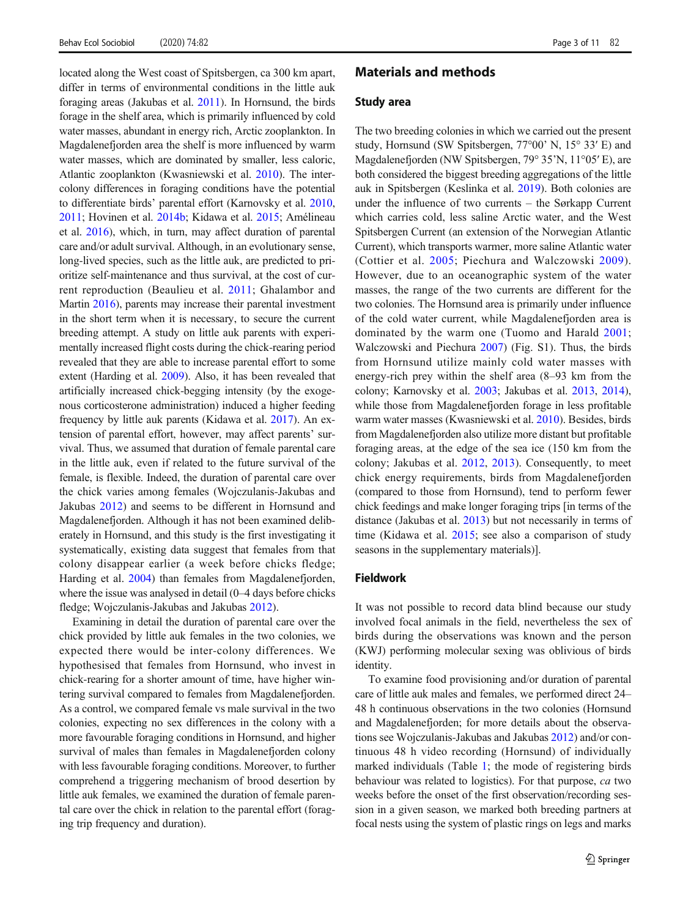located along the West coast of Spitsbergen, ca 300 km apart, differ in terms of environmental conditions in the little auk foraging areas (Jakubas et al. 2011). In Hornsund, the birds forage in the shelf area, which is primarily influenced by cold water masses, abundant in energy rich, Arctic zooplankton. In Magdalenefjorden area the shelf is more influenced by warm water masses, which are dominated by smaller, less caloric, Atlantic zooplankton (Kwasniewski et al. 2010). The inter-colony differences in foraging conditions have the potential to differentiate birds' parental effort (Karnovsky et al. 2010, 2011; Hovinen et al. 2014b; Kidawa et al. 2015; Amélineau et al. 2016), which, in turn, may affect duration of parental care and/or adult survival. Although, in an evolutionary sense, long-lived species, such as the little auk, are predicted to prioritize self-maintenance and thus survival, at the cost of current reproduction (Beaulieu et al. 2011; Ghalambor and Martin 2016), parents may increase their parental investment in the short term when it is necessary, to secure the current breeding attempt. A study on little auk parents with experimentally increased flight costs during the chick-rearing period revealed that they are able to increase parental effort to some extent (Harding et al. 2009). Also, it has been revealed that artificially increased chick-begging intensity (by the exogenous corticosterone administration) induced a higher feeding frequency by little auk parents (Kidawa et al. 2017). An extension of parental effort, however, may affect parents' survival. Thus, we assumed that duration of female parental care in the little auk, even if related to the future survival of the female, is flexible. Indeed, the duration of parental care over the chick varies among females (Wojczulanis-Jakubas and Jakubas 2012) and seems to be different in Hornsund and Magdalenefjorden. Although it has not been examined deliberately in Hornsund, and this study is the first investigating it systematically, existing data suggest that females from that colony disappear earlier (a week before chicks fledge; Harding et al. 2004) than females from Magdalenefjorden, where the issue was analysed in detail (0–4 days before chicks fledge; Wojczulanis-Jakubas and Jakubas 2012).

Examining in detail the duration of parental care over the chick provided by little auk females in the two colonies, we expected there would be inter-colony differences. We hypothesised that females from Hornsund, who invest in chick-rearing for a shorter amount of time, have higher wintering survival compared to females from Magdalenefjorden. As a control, we compared female vs male survival in the two colonies, expecting no sex differences in the colony with a more favourable foraging conditions in Hornsund, and higher survival of males than females in Magdalenefjorden colony with less favourable foraging conditions. Moreover, to further comprehend a triggering mechanism of brood desertion by little auk females, we examined the duration of female parental care over the chick in relation to the parental effort (foraging trip frequency and duration).

## Materials and methods

### Study area

The two breeding colonies in which we carried out the present study, Hornsund (SW Spitsbergen, 77°00' N, 15° 33' E) and Magdalenefjorden (NW Spitsbergen, 79° 35'N, 11°05' E), are both considered the biggest breeding aggregations of the little auk in Spitsbergen (Keslinka et al. 2019). Both colonies are under the influence of two currents – the Sørkapp Current which carries cold, less saline Arctic water, and the West Spitsbergen Current (an extension of the Norwegian Atlantic Current), which transports warmer, more saline Atlantic water (Cottier et al. 2005; Piechura and Walczowski 2009). However, due to an oceanographic system of the water masses, the range of the two currents are different for the two colonies. The Hornsund area is primarily under influence of the cold water current, while Magdalenefjorden area is dominated by the warm one (Tuomo and Harald 2001; Walczowski and Piechura 2007) (Fig. S1). Thus, the birds from Hornsund utilize mainly cold water masses with energy-rich prey within the shelf area (8–93 km from the colony; Karnovsky et al. 2003; Jakubas et al. 2013, 2014), while those from Magdalenefjorden forage in less profitable warm water masses (Kwasniewski et al. 2010). Besides, birds from Magdalenefjorden also utilize more distant but profitable foraging areas, at the edge of the sea ice (150 km from the colony; Jakubas et al. 2012, 2013). Consequently, to meet chick energy requirements, birds from Magdalenefjorden (compared to those from Hornsund), tend to perform fewer chick feedings and make longer foraging trips [in terms of the distance (Jakubas et al. 2013) but not necessarily in terms of time (Kidawa et al. 2015; see also a comparison of study seasons in the supplementary materials)].

### Fieldwork

It was not possible to record data blind because our study involved focal animals in the field, nevertheless the sex of birds during the observations was known and the person (KWJ) performing molecular sexing was oblivious of birds identity.

To examine food provisioning and/or duration of parental care of little auk males and females, we performed direct 24–48 h continuous observations in the two colonies (Hornsund and Magdalenefjorden; for more details about the observations see Wojczulanis-Jakubas and Jakubas 2012) and/or continuous 48 h video recording (Hornsund) of individually marked individuals (Table 1; the mode of registering birds behaviour was related to logistics). For that purpose, *ca* two weeks before the onset of the first observation/recording session in a given season, we marked both breeding partners at focal nests using the system of plastic rings on legs and marks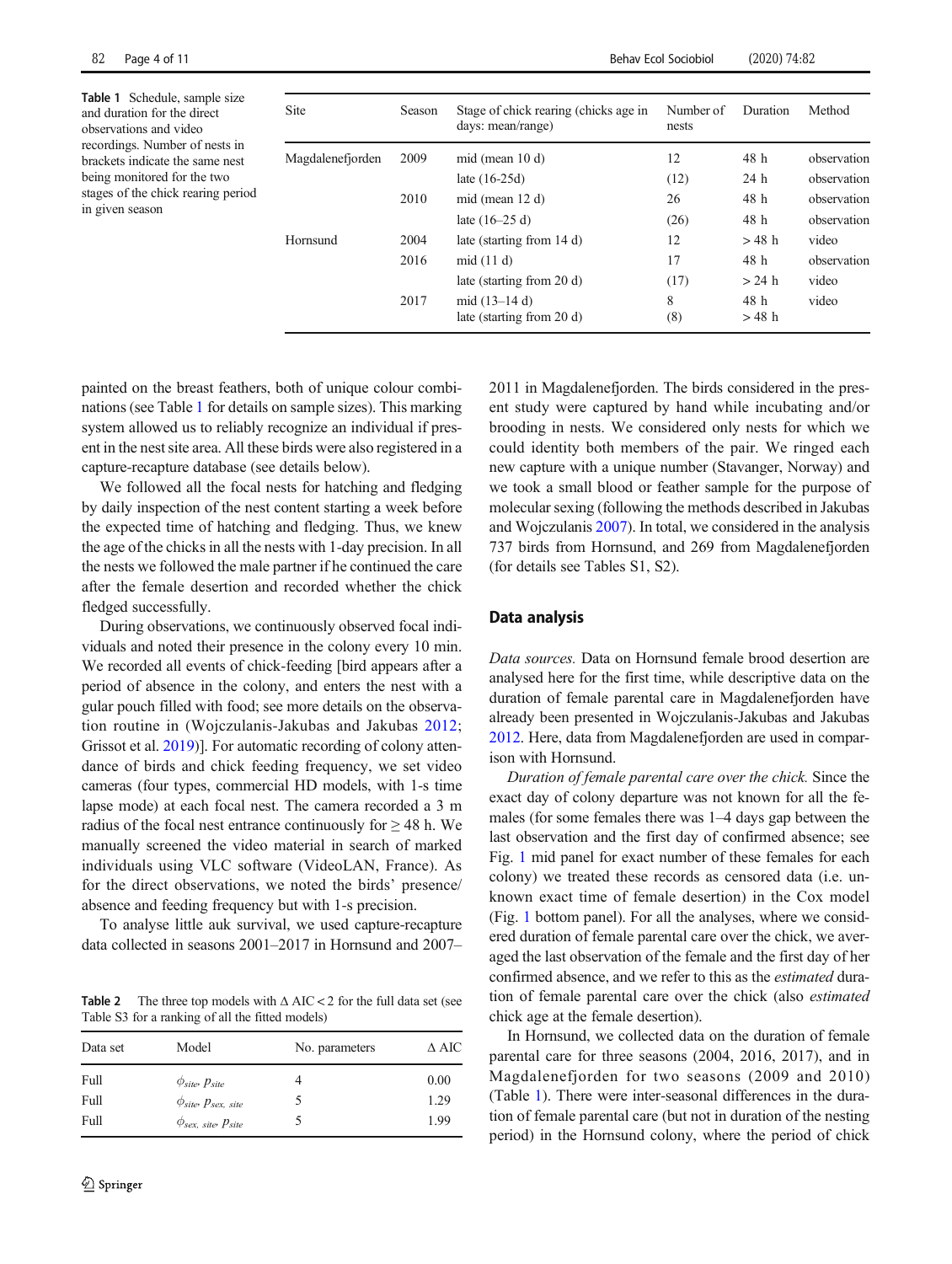**Table 1** Schedule, sample size and duration for the direct observations and video recordings. Number of nests in brackets indicate the same nest being monitored for the two stages of the chick rearing period in given season

| Site | Season | Stage of chick rearing (chicks age in days: mean/range) | Number of nests | Duration | Method |
|---|---|---|---|---|---|
| Magdalenefjorden | 2009 | mid (mean 10 d) | 12 | 48 h | observation |
| | | late (16-25d) | (12) | 24 h | observation |
| | 2010 | mid (mean 12 d) | 26 | 48 h | observation |
| | | late (16–25 d) | (26) | 48 h | observation |
| Hornsund | 2004 | late (starting from 14 d) | 12 | > 48 h | video |
| | 2016 | mid (11 d) | 17 | 48 h | observation |
| | | late (starting from 20 d) | (17) | > 24 h | video |
| | 2017 | mid (13–14 d) | 8 | 48 h | video |
| | | late (starting from 20 d) | (8) | > 48 h | |

painted on the breast feathers, both of unique colour combinations (see Table 1 for details on sample sizes). This marking system allowed us to reliably recognize an individual if present in the nest site area. All these birds were also registered in a capture-recapture database (see details below).

We followed all the focal nests for hatching and fledging by daily inspection of the nest content starting a week before the expected time of hatching and fledging. Thus, we knew the age of the chicks in all the nests with 1-day precision. In all the nests we followed the male partner if he continued the care after the female desertion and recorded whether the chick fledged successfully.

During observations, we continuously observed focal individuals and noted their presence in the colony every 10 min. We recorded all events of chick-feeding [bird appears after a period of absence in the colony, and enters the nest with a gular pouch filled with food; see more details on the observation routine in (Wojczulanis-Jakubas and Jakubas 2012; Grissot et al. 2019)]. For automatic recording of colony attendance of birds and chick feeding frequency, we set video cameras (four types, commercial HD models, with 1-s time lapse mode) at each focal nest. The camera recorded a 3 m radius of the focal nest entrance continuously for ≥ 48 h. We manually screened the video material in search of marked individuals using VLC software (VideoLAN, France). As for the direct observations, we noted the birds' presence/absence and feeding frequency but with 1-s precision.

To analyse little auk survival, we used capture-recapture data collected in seasons 2001–2017 in Hornsund and 2007–2011 in Magdalenefjorden. The birds considered in the present study were captured by hand while incubating and/or brooding in nests. We considered only nests for which we could identity both members of the pair. We ringed each new capture with a unique number (Stavanger, Norway) and we took a small blood or feather sample for the purpose of molecular sexing (following the methods described in Jakubas and Wojczulanis 2007). In total, we considered in the analysis 737 birds from Hornsund, and 269 from Magdalenefjorden (for details see Tables S1, S2).

**Table 2** The three top models with Δ AIC < 2 for the full data set (see Table S3 for a ranking of all the fitted models)

| Data set | Model | No. parameters | Δ AIC |
|---|---|---|---|
| Full | $\phi_{site}, p_{site}$ | 4 | 0.00 |
| Full | $\phi_{site}, p_{sex,\ site}$ | 5 | 1.29 |
| Full | $\phi_{sex,\ site}, p_{site}$ | 5 | 1.99 |

## Data analysis

*Data sources.* Data on Hornsund female brood desertion are analysed here for the first time, while descriptive data on the duration of female parental care in Magdalenefjorden have already been presented in Wojczulanis-Jakubas and Jakubas 2012. Here, data from Magdalenefjorden are used in comparison with Hornsund.

*Duration of female parental care over the chick.* Since the exact day of colony departure was not known for all the females (for some females there was 1–4 days gap between the last observation and the first day of confirmed absence; see Fig. 1 mid panel for exact number of these females for each colony) we treated these records as censored data (i.e. unknown exact time of female desertion) in the Cox model (Fig. 1 bottom panel). For all the analyses, where we considered duration of female parental care over the chick, we averaged the last observation of the female and the first day of her confirmed absence, and we refer to this as the *estimated* duration of female parental care over the chick (also *estimated* chick age at the female desertion).

In Hornsund, we collected data on the duration of female parental care for three seasons (2004, 2016, 2017), and in Magdalenefjorden for two seasons (2009 and 2010) (Table 1). There were inter-seasonal differences in the duration of female parental care (but not in duration of the nesting period) in the Hornsund colony, where the period of chick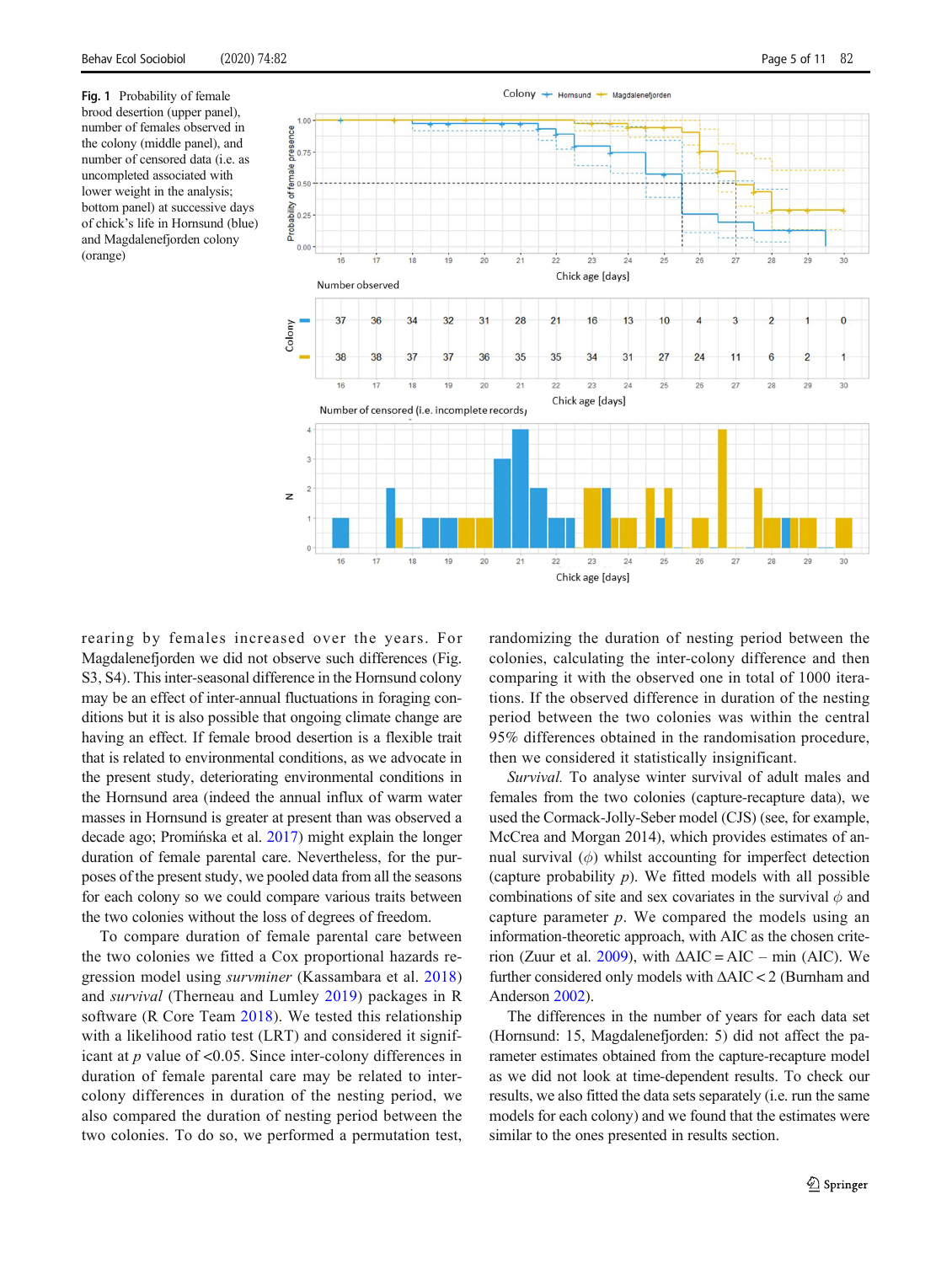Fig. 1 Probability of female brood desertion (upper panel), number of females observed in the colony (middle panel), and number of censored data (i.e. as uncompleted associated with lower weight in the analysis; bottom panel) at successive days of chick's life in Hornsund (blue) and Magdalenefjorden colony (orange)

rearing by females increased over the years. For Magdalenefjorden we did not observe such differences (Fig. S3, S4). This inter-seasonal difference in the Hornsund colony may be an effect of inter-annual fluctuations in foraging conditions but it is also possible that ongoing climate change are having an effect. If female brood desertion is a flexible trait that is related to environmental conditions, as we advocate in the present study, deteriorating environmental conditions in the Hornsund area (indeed the annual influx of warm water masses in Hornsund is greater at present than was observed a decade ago; Promińska et al. 2017) might explain the longer duration of female parental care. Nevertheless, for the purposes of the present study, we pooled data from all the seasons for each colony so we could compare various traits between the two colonies without the loss of degrees of freedom.

To compare duration of female parental care between the two colonies we fitted a Cox proportional hazards regression model using *survminer* (Kassambara et al. 2018) and *survival* (Therneau and Lumley 2019) packages in R software (R Core Team 2018). We tested this relationship with a likelihood ratio test (LRT) and considered it significant at $p$ value of <0.05. Since inter-colony differences in duration of female parental care may be related to inter-colony differences in duration of the nesting period, we also compared the duration of nesting period between the two colonies. To do so, we performed a permutation test, randomizing the duration of nesting period between the colonies, calculating the inter-colony difference and then comparing it with the observed one in total of 1000 iterations. If the observed difference in duration of the nesting period between the two colonies was within the central 95% differences obtained in the randomisation procedure, then we considered it statistically insignificant.

*Survival.* To analyse winter survival of adult males and females from the two colonies (capture-recapture data), we used the Cormack-Jolly-Seber model (CJS) (see, for example, McCrea and Morgan 2014), which provides estimates of annual survival ($\phi$) whilst accounting for imperfect detection (capture probability $p$). We fitted models with all possible combinations of site and sex covariates in the survival $\phi$ and capture parameter $p$. We compared the models using an information-theoretic approach, with AIC as the chosen criterion (Zuur et al. 2009), with $\Delta AIC = AIC - \min(AIC)$. We further considered only models with $\Delta AIC < 2$ (Burnham and Anderson 2002).

The differences in the number of years for each data set (Hornsund: 15, Magdalenefjorden: 5) did not affect the parameter estimates obtained from the capture-recapture model as we did not look at time-dependent results. To check our results, we also fitted the data sets separately (i.e. run the same models for each colony) and we found that the estimates were similar to the ones presented in results section.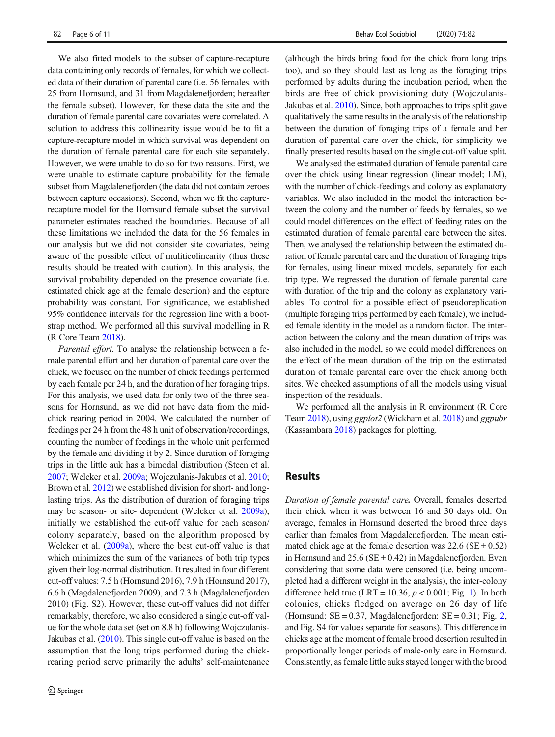We also fitted models to the subset of capture-recapture data containing only records of females, for which we collected data of their duration of parental care (i.e. 56 females, with 25 from Hornsund, and 31 from Magdalenefjorden; hereafter the female subset). However, for these data the site and the duration of female parental care covariates were correlated. A solution to address this collinearity issue would be to fit a capture-recapture model in which survival was dependent on the duration of female parental care for each site separately. However, we were unable to do so for two reasons. First, we were unable to estimate capture probability for the female subset from Magdalenefjorden (the data did not contain zeroes between capture occasions). Second, when we fit the capture-recapture model for the Hornsund female subset the survival parameter estimates reached the boundaries. Because of all these limitations we included the data for the 56 females in our analysis but we did not consider site covariates, being aware of the possible effect of muliticolinearity (thus these results should be treated with caution). In this analysis, the survival probability depended on the presence covariate (i.e. estimated chick age at the female desertion) and the capture probability was constant. For significance, we established 95% confidence intervals for the regression line with a bootstrap method. We performed all this survival modelling in R (R Core Team 2018).

*Parental effort.* To analyse the relationship between a female parental effort and her duration of parental care over the chick, we focused on the number of chick feedings performed by each female per 24 h, and the duration of her foraging trips. For this analysis, we used data for only two of the three seasons for Hornsund, as we did not have data from the mid-chick rearing period in 2004. We calculated the number of feedings per 24 h from the 48 h unit of observation/recordings, counting the number of feedings in the whole unit performed by the female and dividing it by 2. Since duration of foraging trips in the little auk has a bimodal distribution (Steen et al. 2007; Welcker et al. 2009a; Wojczulanis-Jakubas et al. 2010; Brown et al. 2012) we established division for short- and long-lasting trips. As the distribution of duration of foraging trips may be season- or site- dependent (Welcker et al. 2009a), initially we established the cut-off value for each season/colony separately, based on the algorithm proposed by Welcker et al. (2009a), where the best cut-off value is that which minimizes the sum of the variances of both trip types given their log-normal distribution. It resulted in four different cut-off values: 7.5 h (Hornsund 2016), 7.9 h (Hornsund 2017), 6.6 h (Magdalenefjorden 2009), and 7.3 h (Magdalenefjorden 2010) (Fig. S2). However, these cut-off values did not differ remarkably, therefore, we also considered a single cut-off value for the whole data set (set on 8.8 h) following Wojczulanis-Jakubas et al. (2010). This single cut-off value is based on the assumption that the long trips performed during the chick-rearing period serve primarily the adults' self-maintenance (although the birds bring food for the chick from long trips too), and so they should last as long as the foraging trips performed by adults during the incubation period, when the birds are free of chick provisioning duty (Wojczulanis-Jakubas et al. 2010). Since, both approaches to trips split gave qualitatively the same results in the analysis of the relationship between the duration of foraging trips of a female and her duration of parental care over the chick, for simplicity we finally presented results based on the single cut-off value split.

We analysed the estimated duration of female parental care over the chick using linear regression (linear model; LM), with the number of chick-feedings and colony as explanatory variables. We also included in the model the interaction between the colony and the number of feeds by females, so we could model differences on the effect of feeding rates on the estimated duration of female parental care between the sites. Then, we analysed the relationship between the estimated duration of female parental care and the duration of foraging trips for females, using linear mixed models, separately for each trip type. We regressed the duration of female parental care with duration of the trip and the colony as explanatory variables. To control for a possible effect of pseudoreplication (multiple foraging trips performed by each female), we included female identity in the model as a random factor. The interaction between the colony and the mean duration of trips was also included in the model, so we could model differences on the effect of the mean duration of the trip on the estimated duration of female parental care over the chick among both sites. We checked assumptions of all the models using visual inspection of the residuals.

We performed all the analysis in R environment (R Core Team 2018), using *ggplot2* (Wickham et al. 2018) and *ggpubr* (Kassambara 2018) packages for plotting.

## Results

***Duration of female parental care.*** Overall, females deserted their chick when it was between 16 and 30 days old. On average, females in Hornsund deserted the brood three days earlier than females from Magdalenefjorden. The mean estimated chick age at the female desertion was 22.6 (SE ± 0.52) in Hornsund and 25.6 (SE ± 0.42) in Magdalenefjorden. Even considering that some data were censored (i.e. being uncompleted had a different weight in the analysis), the inter-colony difference held true (LRT = 10.36, $p < 0.001$; Fig. 1). In both colonies, chicks fledged on average on 26 day of life (Hornsund: SE = 0.37, Magdalenefjorden: SE = 0.31; Fig. 2, and Fig. S4 for values separate for seasons). This difference in chicks age at the moment of female brood desertion resulted in proportionally longer periods of male-only care in Hornsund. Consistently, as female little auks stayed longer with the brood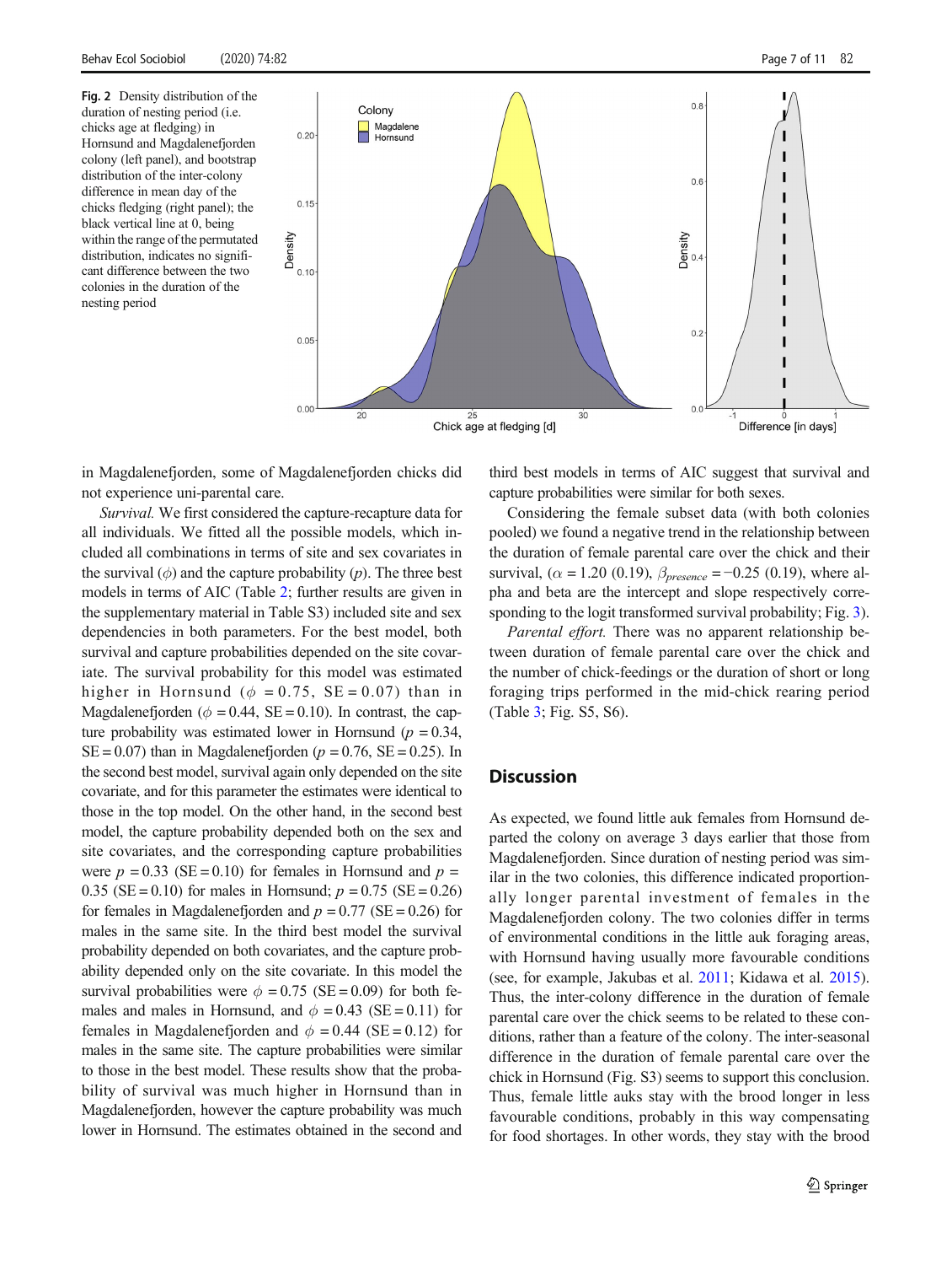Fig. 2 Density distribution of the duration of nesting period (i.e. chicks age at fledging) in Hornsund and Magdalenefjorden colony (left panel), and bootstrap distribution of the inter-colony difference in mean day of the chicks fledging (right panel); the black vertical line at 0, being within the range of the permutated distribution, indicates no significant difference between the two colonies in the duration of the nesting period

in Magdalenefjorden, some of Magdalenefjorden chicks did not experience uni-parental care.

*Survival.* We first considered the capture-recapture data for all individuals. We fitted all the possible models, which included all combinations in terms of site and sex covariates in the survival ($\phi$) and the capture probability ($p$). The three best models in terms of AIC (Table 2; further results are given in the supplementary material in Table S3) included site and sex dependencies in both parameters. For the best model, both survival and capture probabilities depended on the site covariate. The survival probability for this model was estimated higher in Hornsund ($\phi$ = 0.75, SE = 0.07) than in Magdalenefjorden ($\phi$ = 0.44, SE = 0.10). In contrast, the capture probability was estimated lower in Hornsund ($p$ = 0.34, SE = 0.07) than in Magdalenefjorden ($p$ = 0.76, SE = 0.25). In the second best model, survival again only depended on the site covariate, and for this parameter the estimates were identical to those in the top model. On the other hand, in the second best model, the capture probability depended both on the sex and site covariates, and the corresponding capture probabilities were $p$ = 0.33 (SE = 0.10) for females in Hornsund and $p$ = 0.35 (SE = 0.10) for males in Hornsund; $p$ = 0.75 (SE = 0.26) for females in Magdalenefjorden and $p$ = 0.77 (SE = 0.26) for males in the same site. In the third best model the survival probability depended on both covariates, and the capture probability depended only on the site covariate. In this model the survival probabilities were $\phi$ = 0.75 (SE = 0.09) for both females and males in Hornsund, and $\phi$ = 0.43 (SE = 0.11) for females in Magdalenefjorden and $\phi$ = 0.44 (SE = 0.12) for males in the same site. The capture probabilities were similar to those in the best model. These results show that the probability of survival was much higher in Hornsund than in Magdalenefjorden, however the capture probability was much lower in Hornsund. The estimates obtained in the second and third best models in terms of AIC suggest that survival and capture probabilities were similar for both sexes.

Considering the female subset data (with both colonies pooled) we found a negative trend in the relationship between the duration of female parental care over the chick and their survival, ($\alpha$ = 1.20 (0.19), $\beta_{presence}$ = −0.25 (0.19), where alpha and beta are the intercept and slope respectively corresponding to the logit transformed survival probability; Fig. 3).

*Parental effort.* There was no apparent relationship between duration of female parental care over the chick and the number of chick-feedings or the duration of short or long foraging trips performed in the mid-chick rearing period (Table 3; Fig. S5, S6).

## Discussion

As expected, we found little auk females from Hornsund departed the colony on average 3 days earlier that those from Magdalenefjorden. Since duration of nesting period was similar in the two colonies, this difference indicated proportionally longer parental investment of females in the Magdalenefjorden colony. The two colonies differ in terms of environmental conditions in the little auk foraging areas, with Hornsund having usually more favourable conditions (see, for example, Jakubas et al. 2011; Kidawa et al. 2015). Thus, the inter-colony difference in the duration of female parental care over the chick seems to be related to these conditions, rather than a feature of the colony. The inter-seasonal difference in the duration of female parental care over the chick in Hornsund (Fig. S3) seems to support this conclusion. Thus, female little auks stay with the brood longer in less favourable conditions, probably in this way compensating for food shortages. In other words, they stay with the brood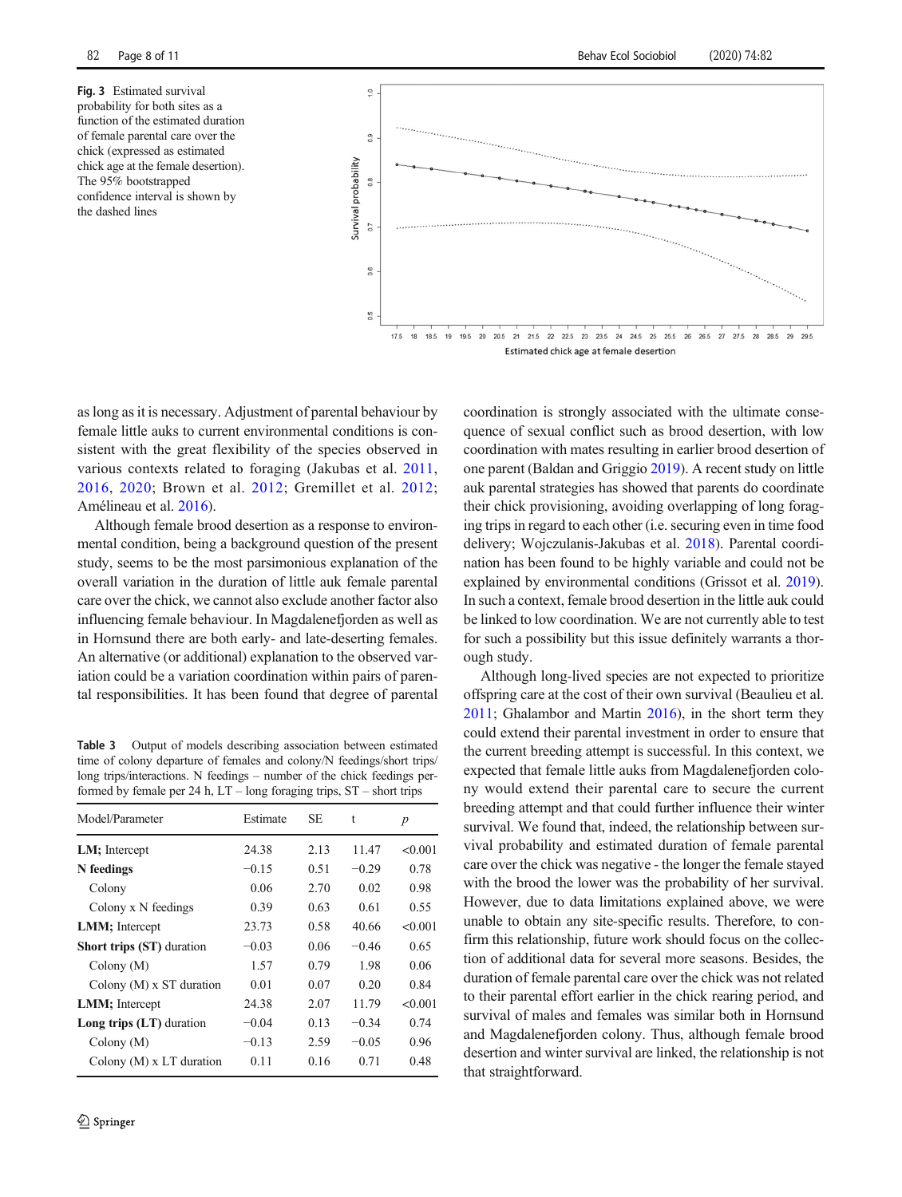Fig. 3 Estimated survival probability for both sites as a function of the estimated duration of female parental care over the chick (expressed as estimated chick age at the female desertion). The 95% bootstrapped confidence interval is shown by the dashed lines

as long as it is necessary. Adjustment of parental behaviour by female little auks to current environmental conditions is consistent with the great flexibility of the species observed in various contexts related to foraging (Jakubas et al. 2011, 2016, 2020; Brown et al. 2012; Gremillet et al. 2012; Amélineau et al. 2016).

Although female brood desertion as a response to environmental condition, being a background question of the present study, seems to be the most parsimonious explanation of the overall variation in the duration of little auk female parental care over the chick, we cannot also exclude another factor also influencing female behaviour. In Magdalenefjorden as well as in Hornsund there are both early- and late-deserting females. An alternative (or additional) explanation to the observed variation could be a variation coordination within pairs of parental responsibilities. It has been found that degree of parental coordination is strongly associated with the ultimate consequence of sexual conflict such as brood desertion, with low coordination with mates resulting in earlier brood desertion of one parent (Baldan and Griggio 2019). A recent study on little auk parental strategies has showed that parents do coordinate their chick provisioning, avoiding overlapping of long foraging trips in regard to each other (i.e. securing even in time food delivery; Wojczulanis-Jakubas et al. 2018). Parental coordination has been found to be highly variable and could not be explained by environmental conditions (Grissot et al. 2019). In such a context, female brood desertion in the little auk could be linked to low coordination. We are not currently able to test for such a possibility but this issue definitely warrants a thorough study.

Although long-lived species are not expected to prioritize offspring care at the cost of their own survival (Beaulieu et al. 2011; Ghalambor and Martin 2016), in the short term they could extend their parental investment in order to ensure that the current breeding attempt is successful. In this context, we expected that female little auks from Magdalenefjorden colony would extend their parental care to secure the current breeding attempt and that could further influence their winter survival. We found that, indeed, the relationship between survival probability and estimated duration of female parental care over the chick was negative - the longer the female stayed with the brood the lower was the probability of her survival. However, due to data limitations explained above, we were unable to obtain any site-specific results. Therefore, to confirm this relationship, future work should focus on the collection of additional data for several more seasons. Besides, the duration of female parental care over the chick was not related to their parental effort earlier in the chick rearing period, and survival of males and females was similar both in Hornsund and Magdalenefjorden colony. Thus, although female brood desertion and winter survival are linked, the relationship is not that straightforward.

Table 3 Output of models describing association between estimated time of colony departure of females and colony/N feedings/short trips/long trips/interactions. N feedings – number of the chick feedings performed by female per 24 h, LT – long foraging trips, ST – short trips

| Model/Parameter | Estimate | SE | t | *p* |
|---|---|---|---|---|
| **LM;** Intercept | 24.38 | 2.13 | 11.47 | <0.001 |
| **N feedings** | −0.15 | 0.51 | −0.29 | 0.78 |
| Colony | 0.06 | 2.70 | 0.02 | 0.98 |
| Colony x N feedings | 0.39 | 0.63 | 0.61 | 0.55 |
| **LMM;** Intercept | 23.73 | 0.58 | 40.66 | <0.001 |
| **Short trips (ST)** duration | −0.03 | 0.06 | −0.46 | 0.65 |
| Colony (M) | 1.57 | 0.79 | 1.98 | 0.06 |
| Colony (M) x ST duration | 0.01 | 0.07 | 0.20 | 0.84 |
| **LMM;** Intercept | 24.38 | 2.07 | 11.79 | <0.001 |
| **Long trips (LT)** duration | −0.04 | 0.13 | −0.34 | 0.74 |
| Colony (M) | −0.13 | 2.59 | −0.05 | 0.96 |
| Colony (M) x LT duration | 0.11 | 0.16 | 0.71 | 0.48 |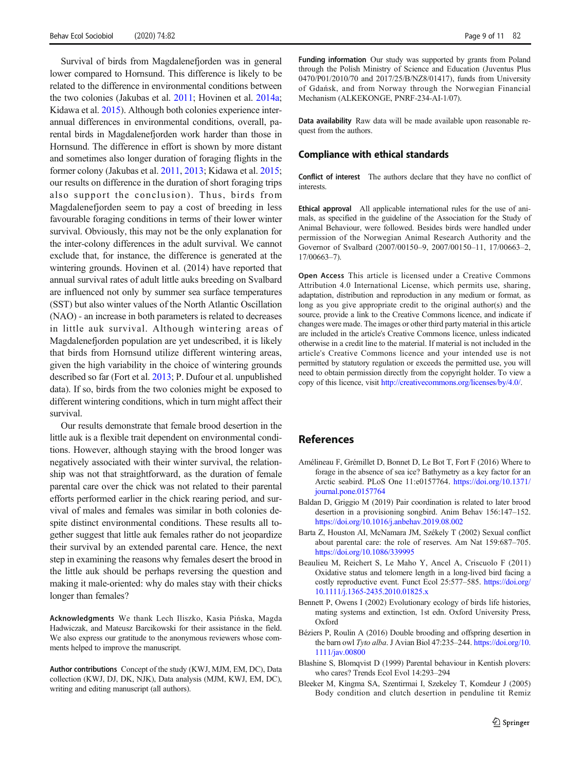Survival of birds from Magdalenefjorden was in general lower compared to Hornsund. This difference is likely to be related to the difference in environmental conditions between the two colonies (Jakubas et al. 2011; Hovinen et al. 2014a; Kidawa et al. 2015). Although both colonies experience inter-annual differences in environmental conditions, overall, parental birds in Magdalenefjorden work harder than those in Hornsund. The difference in effort is shown by more distant and sometimes also longer duration of foraging flights in the former colony (Jakubas et al. 2011, 2013; Kidawa et al. 2015; our results on difference in the duration of short foraging trips also support the conclusion). Thus, birds from Magdalenefjorden seem to pay a cost of breeding in less favourable foraging conditions in terms of their lower winter survival. Obviously, this may not be the only explanation for the inter-colony differences in the adult survival. We cannot exclude that, for instance, the difference is generated at the wintering grounds. Hovinen et al. (2014) have reported that annual survival rates of adult little auks breeding on Svalbard are influenced not only by summer sea surface temperatures (SST) but also winter values of the North Atlantic Oscillation (NAO) - an increase in both parameters is related to decreases in little auk survival. Although wintering areas of Magdalenefjorden population are yet undescribed, it is likely that birds from Hornsund utilize different wintering areas, given the high variability in the choice of wintering grounds described so far (Fort et al. 2013; P. Dufour et al. unpublished data). If so, birds from the two colonies might be exposed to different wintering conditions, which in turn might affect their survival.

Our results demonstrate that female brood desertion in the little auk is a flexible trait dependent on environmental conditions. However, although staying with the brood longer was negatively associated with their winter survival, the relationship was not that straightforward, as the duration of female parental care over the chick was not related to their parental efforts performed earlier in the chick rearing period, and survival of males and females was similar in both colonies despite distinct environmental conditions. These results all together suggest that little auk females rather do not jeopardize their survival by an extended parental care. Hence, the next step in examining the reasons why females desert the brood in the little auk should be perhaps reversing the question and making it male-oriented: why do males stay with their chicks longer than females?

**Acknowledgments** We thank Lech Iliszko, Kasia Pińska, Magda Hadwiczak, and Mateusz Barcikowski for their assistance in the field. We also express our gratitude to the anonymous reviewers whose comments helped to improve the manuscript.

**Author contributions** Concept of the study (KWJ, MJM, EM, DC), Data collection (KWJ, DJ, DK, NJK), Data analysis (MJM, KWJ, EM, DC), writing and editing manuscript (all authors).

**Funding information** Our study was supported by grants from Poland through the Polish Ministry of Science and Education (Juventus Plus 0470/P01/2010/70 and 2017/25/B/NZ8/01417), funds from University of Gdańsk, and from Norway through the Norwegian Financial Mechanism (ALKEKONGE, PNRF-234-AI-1/07).

**Data availability** Raw data will be made available upon reasonable request from the authors.

## Compliance with ethical standards

**Conflict of interest** The authors declare that they have no conflict of interests.

**Ethical approval** All applicable international rules for the use of animals, as specified in the guideline of the Association for the Study of Animal Behaviour, were followed. Besides birds were handled under permission of the Norwegian Animal Research Authority and the Governor of Svalbard (2007/00150–9, 2007/00150–11, 17/00663–2, 17/00663–7).

**Open Access** This article is licensed under a Creative Commons Attribution 4.0 International License, which permits use, sharing, adaptation, distribution and reproduction in any medium or format, as long as you give appropriate credit to the original author(s) and the source, provide a link to the Creative Commons licence, and indicate if changes were made. The images or other third party material in this article are included in the article's Creative Commons licence, unless indicated otherwise in a credit line to the material. If material is not included in the article's Creative Commons licence and your intended use is not permitted by statutory regulation or exceeds the permitted use, you will need to obtain permission directly from the copyright holder. To view a copy of this licence, visit http://creativecommons.org/licenses/by/4.0/.

## References

Amélineau F, Grémillet D, Bonnet D, Le Bot T, Fort F (2016) Where to forage in the absence of sea ice? Bathymetry as a key factor for an Arctic seabird. PLoS One 11:e0157764. https://doi.org/10.1371/journal.pone.0157764

Baldan D, Griggio M (2019) Pair coordination is related to later brood desertion in a provisioning songbird. Anim Behav 156:147–152. https://doi.org/10.1016/j.anbehav.2019.08.002

Barta Z, Houston AI, McNamara JM, Székely T (2002) Sexual conflict about parental care: the role of reserves. Am Nat 159:687–705. https://doi.org/10.1086/339995

Beaulieu M, Reichert S, Le Maho Y, Ancel A, Criscuolo F (2011) Oxidative status and telomere length in a long-lived bird facing a costly reproductive event. Funct Ecol 25:577–585. https://doi.org/10.1111/j.1365-2435.2010.01825.x

Bennett P, Owens I (2002) Evolutionary ecology of birds life histories, mating systems and extinction, 1st edn. Oxford University Press, Oxford

Béziers P, Roulin A (2016) Double brooding and offspring desertion in the barn owl *Tyto alba*. J Avian Biol 47:235–244. https://doi.org/10.1111/jav.00800

Blashine S, Blomqvist D (1999) Parental behaviour in Kentish plovers: who cares? Trends Ecol Evol 14:293–294

Bleeker M, Kingma SA, Szentirmai I, Szekeley T, Komdeur J (2005) Body condition and clutch desertion in penduline tit Remiz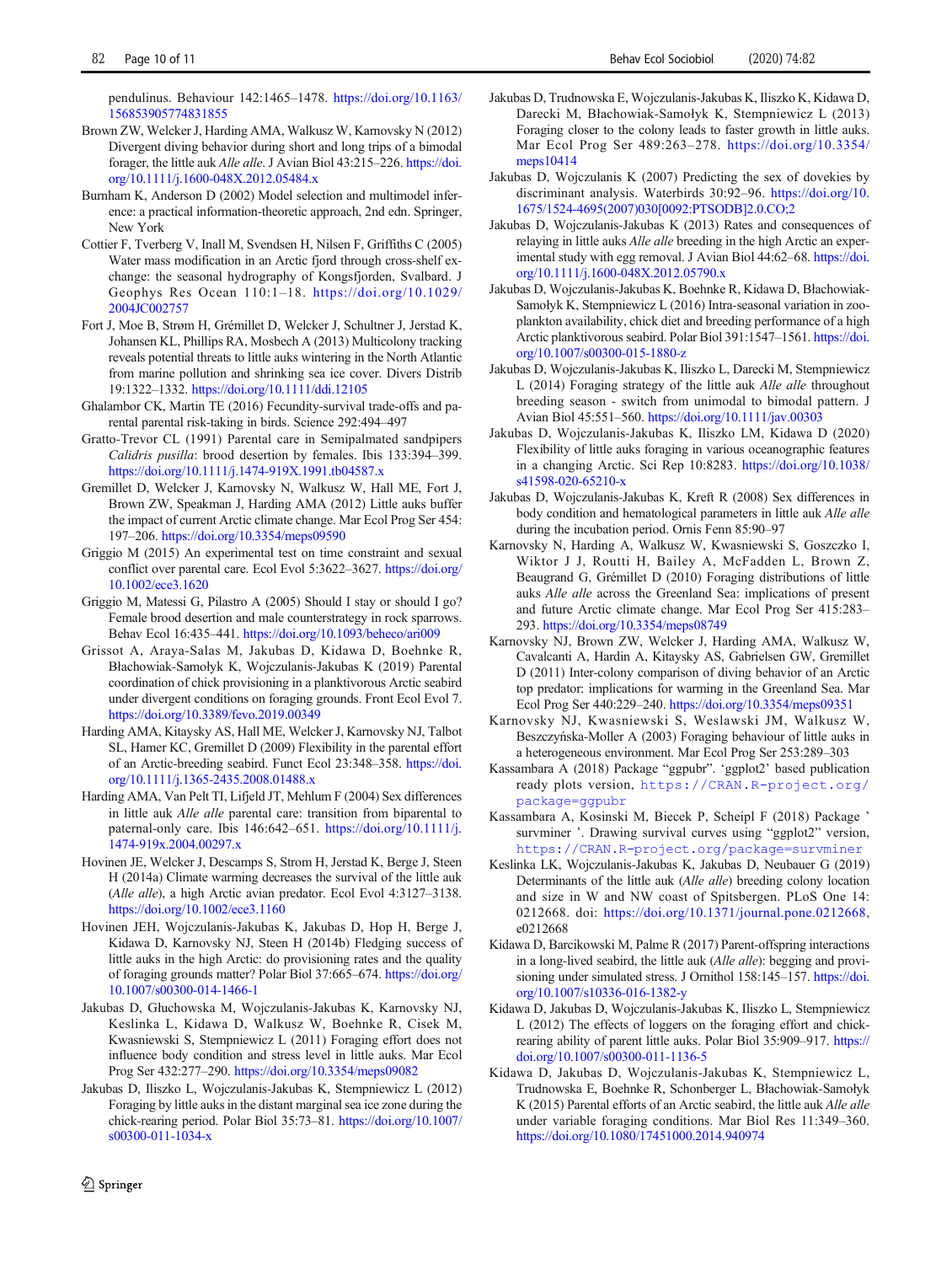pendulinus. Behaviour 142:1465–1478. https://doi.org/10.1163/156853905774831855

Brown ZW, Welcker J, Harding AMA, Walkusz W, Karnovsky N (2012) Divergent diving behavior during short and long trips of a bimodal forager, the little auk *Alle alle*. J Avian Biol 43:215–226. https://doi.org/10.1111/j.1600-048X.2012.05484.x

Burnham K, Anderson D (2002) Model selection and multimodel inference: a practical information-theoretic approach, 2nd edn. Springer, New York

Cottier F, Tverberg V, Inall M, Svendsen H, Nilsen F, Griffiths C (2005) Water mass modification in an Arctic fjord through cross-shelf exchange: the seasonal hydrography of Kongsfjorden, Svalbard. J Geophys Res Ocean 110:1–18. https://doi.org/10.1029/2004JC002757

Fort J, Moe B, Strøm H, Grémillet D, Welcker J, Schultner J, Jerstad K, Johansen KL, Phillips RA, Mosbech A (2013) Multicolony tracking reveals potential threats to little auks wintering in the North Atlantic from marine pollution and shrinking sea ice cover. Divers Distrib 19:1322–1332. https://doi.org/10.1111/ddi.12105

Ghalambor CK, Martin TE (2016) Fecundity-survival trade-offs and parental parental risk-taking in birds. Science 292:494–497

Gratto-Trevor CL (1991) Parental care in Semipalmated sandpipers *Calidris pusilla*: brood desertion by females. Ibis 133:394–399. https://doi.org/10.1111/j.1474-919X.1991.tb04587.x

Gremillet D, Welcker J, Karnovsky N, Walkusz W, Hall ME, Fort J, Brown ZW, Speakman J, Harding AMA (2012) Little auks buffer the impact of current Arctic climate change. Mar Ecol Prog Ser 454: 197–206. https://doi.org/10.3354/meps09590

Griggio M (2015) An experimental test on time constraint and sexual conflict over parental care. Ecol Evol 5:3622–3627. https://doi.org/10.1002/ece3.1620

Griggio M, Matessi G, Pilastro A (2005) Should I stay or should I go? Female brood desertion and male counterstrategy in rock sparrows. Behav Ecol 16:435–441. https://doi.org/10.1093/beheco/ari009

Grissot A, Araya-Salas M, Jakubas D, Kidawa D, Boehnke R, Błachowiak-Samołyk K, Wojczulanis-Jakubas K (2019) Parental coordination of chick provisioning in a planktivorous Arctic seabird under divergent conditions on foraging grounds. Front Ecol Evol 7. https://doi.org/10.3389/fevo.2019.00349

Harding AMA, Kitaysky AS, Hall ME, Welcker J, Karnovsky NJ, Talbot SL, Hamer KC, Gremillet D (2009) Flexibility in the parental effort of an Arctic-breeding seabird. Funct Ecol 23:348–358. https://doi.org/10.1111/j.1365-2435.2008.01488.x

Harding AMA, Van Pelt TI, Lifjeld JT, Mehlum F (2004) Sex differences in little auk *Alle alle* parental care: transition from biparental to paternal-only care. Ibis 146:642–651. https://doi.org/10.1111/j.1474-919x.2004.00297.x

Hovinen JE, Welcker J, Descamps S, Strom H, Jerstad K, Berge J, Steen H (2014a) Climate warming decreases the survival of the little auk (*Alle alle*), a high Arctic avian predator. Ecol Evol 4:3127–3138. https://doi.org/10.1002/ece3.1160

Hovinen JEH, Wojczulanis-Jakubas K, Jakubas D, Hop H, Berge J, Kidawa D, Karnovsky NJ, Steen H (2014b) Fledging success of little auks in the high Arctic: do provisioning rates and the quality of foraging grounds matter? Polar Biol 37:665–674. https://doi.org/10.1007/s00300-014-1466-1

Jakubas D, Głuchowska M, Wojczulanis-Jakubas K, Karnovsky NJ, Keslinka L, Kidawa D, Walkusz W, Boehnke R, Cisek M, Kwasniewski S, Stempniewicz L (2011) Foraging effort does not influence body condition and stress level in little auks. Mar Ecol Prog Ser 432:277–290. https://doi.org/10.3354/meps09082

Jakubas D, Iliszko L, Wojczulanis-Jakubas K, Stempniewicz L (2012) Foraging by little auks in the distant marginal sea ice zone during the chick-rearing period. Polar Biol 35:73–81. https://doi.org/10.1007/s00300-011-1034-x

Jakubas D, Trudnowska E, Wojczulanis-Jakubas K, Iliszko K, Kidawa D, Darecki M, Błachowiak-Samołyk K, Stempniewicz L (2013) Foraging closer to the colony leads to faster growth in little auks. Mar Ecol Prog Ser 489:263–278. https://doi.org/10.3354/meps10414

Jakubas D, Wojczulanis K (2007) Predicting the sex of dovekies by discriminant analysis. Waterbirds 30:92–96. https://doi.org/10.1675/1524-4695(2007)030[0092:PTSODB]2.0.CO;2

Jakubas D, Wojczulanis-Jakubas K (2013) Rates and consequences of relaying in little auks *Alle alle* breeding in the high Arctic an experimental study with egg removal. J Avian Biol 44:62–68. https://doi.org/10.1111/j.1600-048X.2012.05790.x

Jakubas D, Wojczulanis-Jakubas K, Boehnke R, Kidawa D, Błachowiak-Samołyk K, Stempniewicz L (2016) Intra-seasonal variation in zooplankton availability, chick diet and breeding performance of a high Arctic planktivorous seabird. Polar Biol 391:1547–1561. https://doi.org/10.1007/s00300-015-1880-z

Jakubas D, Wojczulanis-Jakubas K, Iliszko L, Darecki M, Stempniewicz L (2014) Foraging strategy of the little auk *Alle alle* throughout breeding season - switch from unimodal to bimodal pattern. J Avian Biol 45:551–560. https://doi.org/10.1111/jav.00303

Jakubas D, Wojczulanis-Jakubas K, Iliszko LM, Kidawa D (2020) Flexibility of little auks foraging in various oceanographic features in a changing Arctic. Sci Rep 10:8283. https://doi.org/10.1038/s41598-020-65210-x

Jakubas D, Wojczulanis-Jakubas K, Kreft R (2008) Sex differences in body condition and hematological parameters in little auk *Alle alle* during the incubation period. Ornis Fenn 85:90–97

Karnovsky N, Harding A, Walkusz W, Kwasniewski S, Goszczko I, Wiktor J J, Routti H, Bailey A, McFadden L, Brown Z, Beaugrand G, Grémillet D (2010) Foraging distributions of little auks *Alle alle* across the Greenland Sea: implications of present and future Arctic climate change. Mar Ecol Prog Ser 415:283–293. https://doi.org/10.3354/meps08749

Karnovsky NJ, Brown ZW, Welcker J, Harding AMA, Walkusz W, Cavalcanti A, Hardin A, Kitaysky AS, Gabrielsen GW, Gremillet D (2011) Inter-colony comparison of diving behavior of an Arctic top predator: implications for warming in the Greenland Sea. Mar Ecol Prog Ser 440:229–240. https://doi.org/10.3354/meps09351

Karnovsky NJ, Kwasniewski S, Weslawski JM, Walkusz W, Beszczyńska-Moller A (2003) Foraging behaviour of little auks in a heterogeneous environment. Mar Ecol Prog Ser 253:289–303

Kassambara A (2018) Package "ggpubr". 'ggplot2' based publication ready plots version, https://CRAN.R-project.org/package=ggpubr

Kassambara A, Kosinski M, Biecek P, Scheipl F (2018) Package ' survminer '. Drawing survival curves using "ggplot2" version, https://CRAN.R-project.org/package=survminer

Keslinka LK, Wojczulanis-Jakubas K, Jakubas D, Neubauer G (2019) Determinants of the little auk (*Alle alle*) breeding colony location and size in W and NW coast of Spitsbergen. PLoS One 14: 0212668. doi: https://doi.org/10.1371/journal.pone.0212668, e0212668

Kidawa D, Barcikowski M, Palme R (2017) Parent-offspring interactions in a long-lived seabird, the little auk (*Alle alle*): begging and provisioning under simulated stress. J Ornithol 158:145–157. https://doi.org/10.1007/s10336-016-1382-y

Kidawa D, Jakubas D, Wojczulanis-Jakubas K, Iliszko L, Stempniewicz L (2012) The effects of loggers on the foraging effort and chick-rearing ability of parent little auks. Polar Biol 35:909–917. https://doi.org/10.1007/s00300-011-1136-5

Kidawa D, Jakubas D, Wojczulanis-Jakubas K, Stempniewicz L, Trudnowska E, Boehnke R, Schonberger L, Błachowiak-Samołyk K (2015) Parental efforts of an Arctic seabird, the little auk *Alle alle* under variable foraging conditions. Mar Biol Res 11:349–360. https://doi.org/10.1080/17451000.2014.940974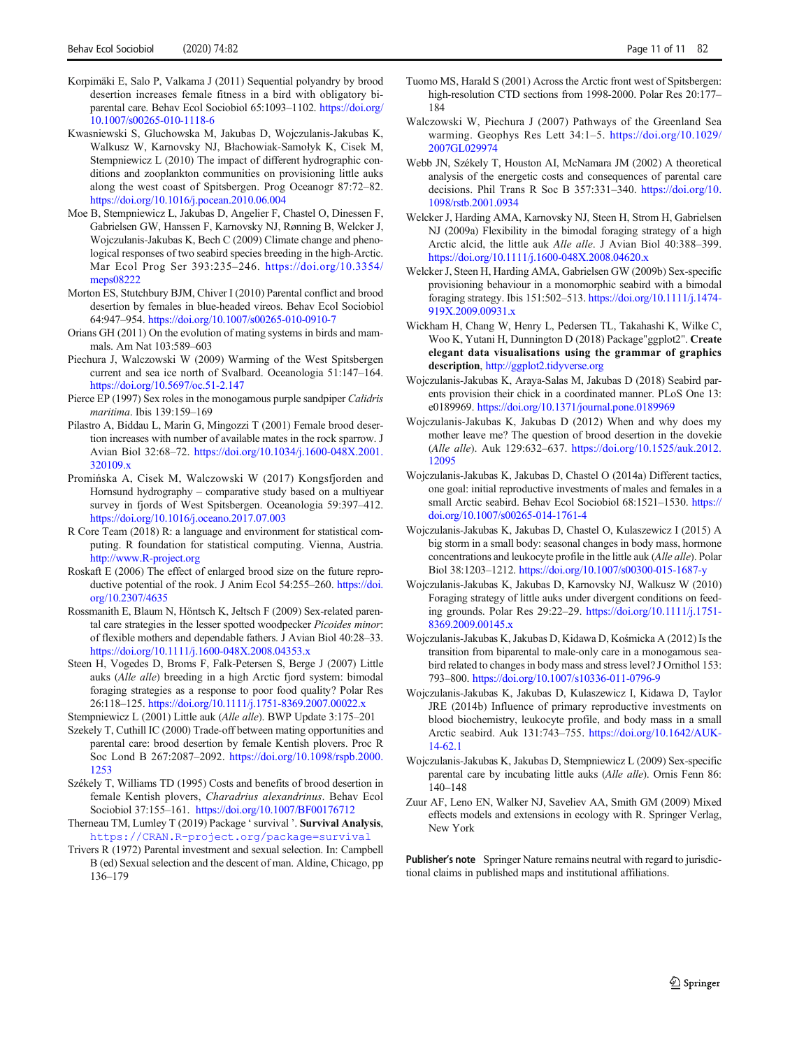Korpimäki E, Salo P, Valkama J (2011) Sequential polyandry by brood desertion increases female fitness in a bird with obligatory bi-parental care. Behav Ecol Sociobiol 65:1093–1102. https://doi.org/10.1007/s00265-010-1118-6

Kwasniewski S, Gluchowska M, Jakubas D, Wojczulanis-Jakubas K, Walkusz W, Karnovsky NJ, Błachowiak-Samołyk K, Cisek M, Stempniewicz L (2010) The impact of different hydrographic conditions and zooplankton communities on provisioning little auks along the west coast of Spitsbergen. Prog Oceanogr 87:72–82. https://doi.org/10.1016/j.pocean.2010.06.004

Moe B, Stempniewicz L, Jakubas D, Angelier F, Chastel O, Dinessen F, Gabrielsen GW, Hanssen F, Karnovsky NJ, Rønning B, Welcker J, Wojczulanis-Jakubas K, Bech C (2009) Climate change and phenological responses of two seabird species breeding in the high-Arctic. Mar Ecol Prog Ser 393:235–246. https://doi.org/10.3354/meps08222

Morton ES, Stutchbury BJM, Chiver I (2010) Parental conflict and brood desertion by females in blue-headed vireos. Behav Ecol Sociobiol 64:947–954. https://doi.org/10.1007/s00265-010-0910-7

Orians GH (2011) On the evolution of mating systems in birds and mammals. Am Nat 103:589–603

Piechura J, Walczowski W (2009) Warming of the West Spitsbergen current and sea ice north of Svalbard. Oceanologia 51:147–164. https://doi.org/10.5697/oc.51-2.147

Pierce EP (1997) Sex roles in the monogamous purple sandpiper *Calidris maritima*. Ibis 139:159–169

Pilastro A, Biddau L, Marin G, Mingozzi T (2001) Female brood desertion increases with number of available mates in the rock sparrow. J Avian Biol 32:68–72. https://doi.org/10.1034/j.1600-048X.2001.320109.x

Promińska A, Cisek M, Walczowski W (2017) Kongsfjorden and Hornsund hydrography – comparative study based on a multiyear survey in fjords of West Spitsbergen. Oceanologia 59:397–412. https://doi.org/10.1016/j.oceano.2017.07.003

R Core Team (2018) R: a language and environment for statistical computing. R foundation for statistical computing. Vienna, Austria. http://www.R-project.org

Roskaft E (2006) The effect of enlarged brood size on the future reproductive potential of the rook. J Anim Ecol 54:255–260. https://doi.org/10.2307/4635

Rossmanith E, Blaum N, Höntsch K, Jeltsch F (2009) Sex-related parental care strategies in the lesser spotted woodpecker *Picoides minor*: of flexible mothers and dependable fathers. J Avian Biol 40:28–33. https://doi.org/10.1111/j.1600-048X.2008.04353.x

Steen H, Vogedes D, Broms F, Falk-Petersen S, Berge J (2007) Little auks (*Alle alle*) breeding in a high Arctic fjord system: bimodal foraging strategies as a response to poor food quality? Polar Res 26:118–125. https://doi.org/10.1111/j.1751-8369.2007.00022.x

Stempniewicz L (2001) Little auk (*Alle alle*). BWP Update 3:175–201

Szekely T, Cuthill IC (2000) Trade-off between mating opportunities and parental care: brood desertion by female Kentish plovers. Proc R Soc Lond B 267:2087–2092. https://doi.org/10.1098/rspb.2000.1253

Székely T, Williams TD (1995) Costs and benefits of brood desertion in female Kentish plovers, *Charadrius alexandrinus*. Behav Ecol Sociobiol 37:155–161. https://doi.org/10.1007/BF00176712

Therneau TM, Lumley T (2019) Package ' survival '. **Survival Analysis**, https://CRAN.R-project.org/package=survival

Trivers R (1972) Parental investment and sexual selection. In: Campbell B (ed) Sexual selection and the descent of man. Aldine, Chicago, pp 136–179

Tuomo MS, Harald S (2001) Across the Arctic front west of Spitsbergen: high-resolution CTD sections from 1998-2000. Polar Res 20:177–184

Walczowski W, Piechura J (2007) Pathways of the Greenland Sea warming. Geophys Res Lett 34:1–5. https://doi.org/10.1029/2007GL029974

Webb JN, Székely T, Houston AI, McNamara JM (2002) A theoretical analysis of the energetic costs and consequences of parental care decisions. Phil Trans R Soc B 357:331–340. https://doi.org/10.1098/rstb.2001.0934

Welcker J, Harding AMA, Karnovsky NJ, Steen H, Strom H, Gabrielsen NJ (2009a) Flexibility in the bimodal foraging strategy of a high Arctic alcid, the little auk *Alle alle*. J Avian Biol 40:388–399. https://doi.org/10.1111/j.1600-048X.2008.04620.x

Welcker J, Steen H, Harding AMA, Gabrielsen GW (2009b) Sex-specific provisioning behaviour in a monomorphic seabird with a bimodal foraging strategy. Ibis 151:502–513. https://doi.org/10.1111/j.1474-919X.2009.00931.x

Wickham H, Chang W, Henry L, Pedersen TL, Takahashi K, Wilke C, Woo K, Yutani H, Dunnington D (2018) Package"ggplot2". **Create elegant data visualisations using the grammar of graphics description**, http://ggplot2.tidyverse.org

Wojczulanis-Jakubas K, Araya-Salas M, Jakubas D (2018) Seabird parents provision their chick in a coordinated manner. PLoS One 13:e0189969. https://doi.org/10.1371/journal.pone.0189969

Wojczulanis-Jakubas K, Jakubas D (2012) When and why does my mother leave me? The question of brood desertion in the dovekie (*Alle alle*). Auk 129:632–637. https://doi.org/10.1525/auk.2012.12095

Wojczulanis-Jakubas K, Jakubas D, Chastel O (2014a) Different tactics, one goal: initial reproductive investments of males and females in a small Arctic seabird. Behav Ecol Sociobiol 68:1521–1530. https://doi.org/10.1007/s00265-014-1761-4

Wojczulanis-Jakubas K, Jakubas D, Chastel O, Kulaszewicz I (2015) A big storm in a small body: seasonal changes in body mass, hormone concentrations and leukocyte profile in the little auk (*Alle alle*). Polar Biol 38:1203–1212. https://doi.org/10.1007/s00300-015-1687-y

Wojczulanis-Jakubas K, Jakubas D, Karnovsky NJ, Walkusz W (2010) Foraging strategy of little auks under divergent conditions on feeding grounds. Polar Res 29:22–29. https://doi.org/10.1111/j.1751-8369.2009.00145.x

Wojczulanis-Jakubas K, Jakubas D, Kidawa D, Kośmicka A (2012) Is the transition from biparental to male-only care in a monogamous seabird related to changes in body mass and stress level? J Ornithol 153:793–800. https://doi.org/10.1007/s10336-011-0796-9

Wojczulanis-Jakubas K, Jakubas D, Kulaszewicz I, Kidawa D, Taylor JRE (2014b) Influence of primary reproductive investments on blood biochemistry, leukocyte profile, and body mass in a small Arctic seabird. Auk 131:743–755. https://doi.org/10.1642/AUK-14-62.1

Wojczulanis-Jakubas K, Jakubas D, Stempniewicz L (2009) Sex-specific parental care by incubating little auks (*Alle alle*). Ornis Fenn 86:140–148

Zuur AF, Leno EN, Walker NJ, Saveliev AA, Smith GM (2009) Mixed effects models and extensions in ecology with R. Springer Verlag, New York

**Publisher's note** Springer Nature remains neutral with regard to jurisdictional claims in published maps and institutional affiliations.